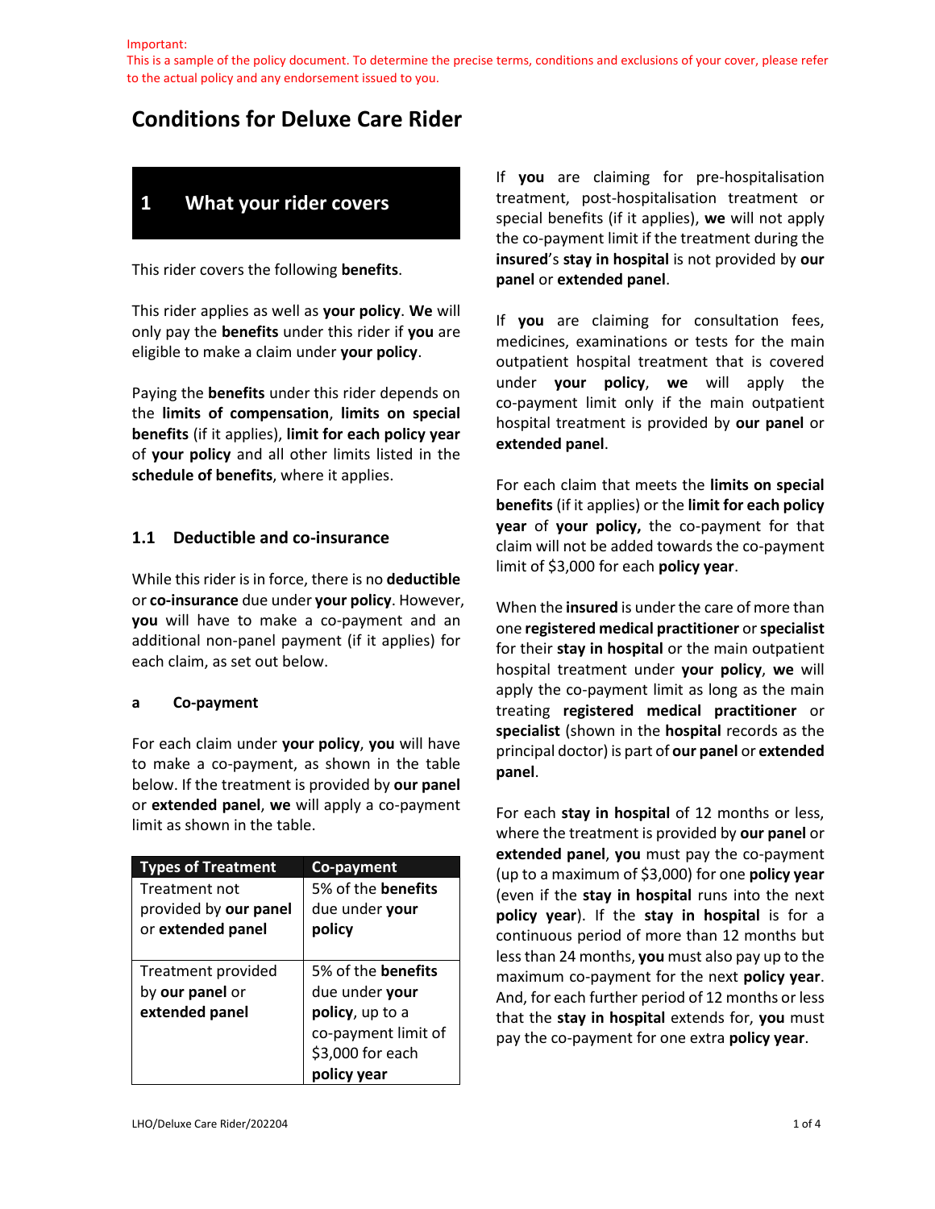Important:
This is a sample of the policy document. To determine the precise terms, conditions and exclusions of your cover, please refer to the actual policy and any endorsement issued to you.

# Conditions for Deluxe Care Rider

## 1 What your rider covers

This rider covers the following **benefits**.

This rider applies as well as **your policy**. **We** will only pay the **benefits** under this rider if **you** are eligible to make a claim under **your policy**.

Paying the **benefits** under this rider depends on the **limits of compensation**, **limits on special benefits** (if it applies), **limit for each policy year** of **your policy** and all other limits listed in the **schedule of benefits**, where it applies.

### 1.1 Deductible and co-insurance

While this rider is in force, there is no **deductible** or **co-insurance** due under **your policy**. However, **you** will have to make a co-payment and an additional non-panel payment (if it applies) for each claim, as set out below.

#### a Co-payment

For each claim under **your policy**, **you** will have to make a co-payment, as shown in the table below. If the treatment is provided by **our panel** or **extended panel**, **we** will apply a co-payment limit as shown in the table.

| Types of Treatment | Co-payment |
| --- | --- |
| Treatment not provided by **our panel** or **extended panel** | 5% of the **benefits** due under **your policy** |
| Treatment provided by **our panel** or **extended panel** | 5% of the **benefits** due under **your policy**, up to a co-payment limit of $3,000 for each **policy year** |

If **you** are claiming for pre-hospitalisation treatment, post-hospitalisation treatment or special benefits (if it applies), **we** will not apply the co-payment limit if the treatment during the **insured**'s **stay in hospital** is not provided by **our panel** or **extended panel**.

If **you** are claiming for consultation fees, medicines, examinations or tests for the main outpatient hospital treatment that is covered under **your policy**, **we** will apply the co-payment limit only if the main outpatient hospital treatment is provided by **our panel** or **extended panel**.

For each claim that meets the **limits on special benefits** (if it applies) or the **limit for each policy year** of **your policy,** the co-payment for that claim will not be added towards the co-payment limit of $3,000 for each **policy year**.

When the **insured** is under the care of more than one **registered medical practitioner** or **specialist** for their **stay in hospital** or the main outpatient hospital treatment under **your policy**, **we** will apply the co-payment limit as long as the main treating **registered medical practitioner** or **specialist** (shown in the **hospital** records as the principal doctor) is part of **our panel** or **extended panel**.

For each **stay in hospital** of 12 months or less, where the treatment is provided by **our panel** or **extended panel**, **you** must pay the co-payment (up to a maximum of $3,000) for one **policy year** (even if the **stay in hospital** runs into the next **policy year**). If the **stay in hospital** is for a continuous period of more than 12 months but less than 24 months, **you** must also pay up to the maximum co-payment for the next **policy year**. And, for each further period of 12 months or less that the **stay in hospital** extends for, **you** must pay the co-payment for one extra **policy year**.

LHO/Deluxe Care Rider/202204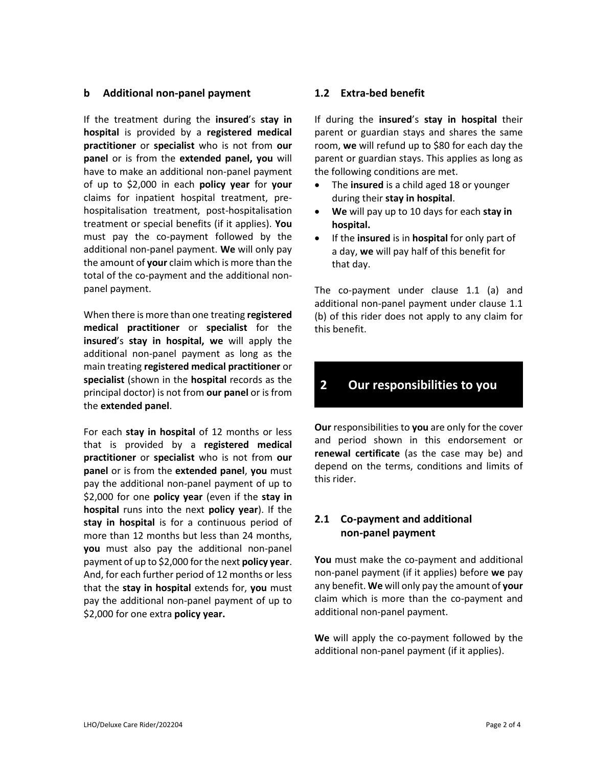### b Additional non-panel payment

If the treatment during the **insured**'s **stay in hospital** is provided by a **registered medical practitioner** or **specialist** who is not from **our panel** or is from the **extended panel, you** will have to make an additional non-panel payment of up to $2,000 in each **policy year** for **your** claims for inpatient hospital treatment, pre-hospitalisation treatment, post-hospitalisation treatment or special benefits (if it applies). **You** must pay the co-payment followed by the additional non-panel payment. **We** will only pay the amount of **your** claim which is more than the total of the co-payment and the additional non-panel payment.

When there is more than one treating **registered medical practitioner** or **specialist** for the **insured**'s **stay in hospital, we** will apply the additional non-panel payment as long as the main treating **registered medical practitioner** or **specialist** (shown in the **hospital** records as the principal doctor) is not from **our panel** or is from the **extended panel**.

For each **stay in hospital** of 12 months or less that is provided by a **registered medical practitioner** or **specialist** who is not from **our panel** or is from the **extended panel**, **you** must pay the additional non-panel payment of up to $2,000 for one **policy year** (even if the **stay in hospital** runs into the next **policy year**). If the **stay in hospital** is for a continuous period of more than 12 months but less than 24 months, **you** must also pay the additional non-panel payment of up to $2,000 for the next **policy year**. And, for each further period of 12 months or less that the **stay in hospital** extends for, **you** must pay the additional non-panel payment of up to $2,000 for one extra **policy year.**

### 1.2 Extra-bed benefit

If during the **insured**'s **stay in hospital** their parent or guardian stays and shares the same room, **we** will refund up to $80 for each day the parent or guardian stays. This applies as long as the following conditions are met.

- The **insured** is a child aged 18 or younger during their **stay in hospital**.
- **We** will pay up to 10 days for each **stay in hospital.**
- If the **insured** is in **hospital** for only part of a day, **we** will pay half of this benefit for that day.

The co-payment under clause 1.1 (a) and additional non-panel payment under clause 1.1 (b) of this rider does not apply to any claim for this benefit.

## 2 Our responsibilities to you

**Our** responsibilities to **you** are only for the cover and period shown in this endorsement or **renewal certificate** (as the case may be) and depend on the terms, conditions and limits of this rider.

### 2.1 Co-payment and additional non-panel payment

**You** must make the co-payment and additional non-panel payment (if it applies) before **we** pay any benefit. **We** will only pay the amount of **your** claim which is more than the co-payment and additional non-panel payment.

**We** will apply the co-payment followed by the additional non-panel payment (if it applies).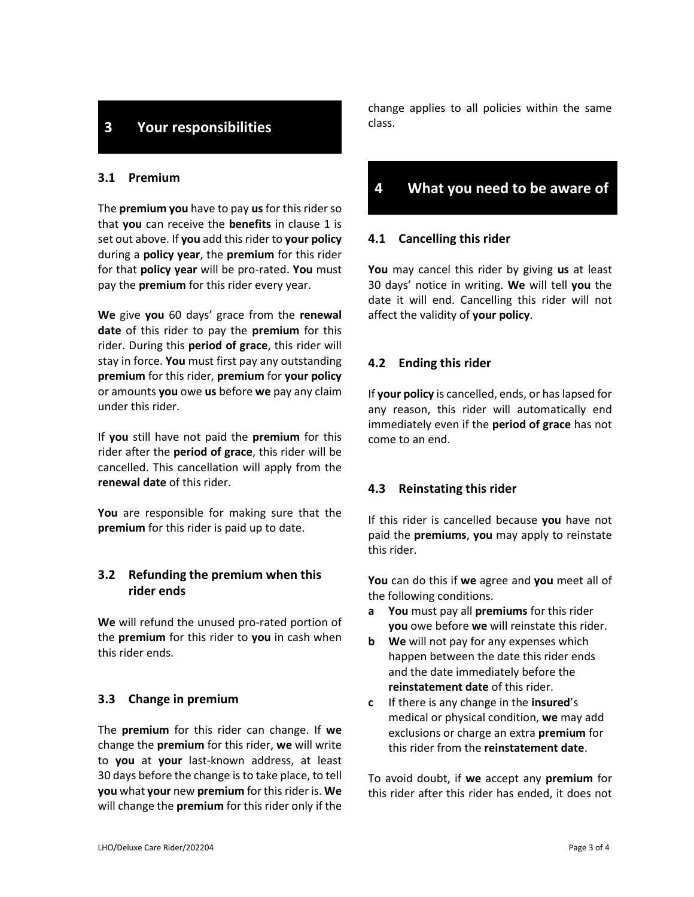## 3 Your responsibilities

### 3.1 Premium

The **premium you** have to pay **us** for this rider so that **you** can receive the **benefits** in clause 1 is set out above. If **you** add this rider to **your policy** during a **policy year**, the **premium** for this rider for that **policy year** will be pro-rated. **You** must pay the **premium** for this rider every year.

**We** give **you** 60 days' grace from the **renewal date** of this rider to pay the **premium** for this rider. During this **period of grace**, this rider will stay in force. **You** must first pay any outstanding **premium** for this rider, **premium** for **your policy** or amounts **you** owe **us** before **we** pay any claim under this rider.

If **you** still have not paid the **premium** for this rider after the **period of grace**, this rider will be cancelled. This cancellation will apply from the **renewal date** of this rider.

**You** are responsible for making sure that the **premium** for this rider is paid up to date.

### 3.2 Refunding the premium when this rider ends

**We** will refund the unused pro-rated portion of the **premium** for this rider to **you** in cash when this rider ends.

### 3.3 Change in premium

The **premium** for this rider can change. If **we** change the **premium** for this rider, **we** will write to **you** at **your** last-known address, at least 30 days before the change is to take place, to tell **you** what **your** new **premium** for this rider is. **We** will change the **premium** for this rider only if the change applies to all policies within the same class.

## 4 What you need to be aware of

### 4.1 Cancelling this rider

**You** may cancel this rider by giving **us** at least 30 days' notice in writing. **We** will tell **you** the date it will end. Cancelling this rider will not affect the validity of **your policy**.

### 4.2 Ending this rider

If **your policy** is cancelled, ends, or has lapsed for any reason, this rider will automatically end immediately even if the **period of grace** has not come to an end.

### 4.3 Reinstating this rider

If this rider is cancelled because **you** have not paid the **premiums**, **you** may apply to reinstate this rider.

**You** can do this if **we** agree and **you** meet all of the following conditions.

- **a** **You** must pay all **premiums** for this rider **you** owe before **we** will reinstate this rider.
- **b** **We** will not pay for any expenses which happen between the date this rider ends and the date immediately before the **reinstatement date** of this rider.
- **c** If there is any change in the **insured**'s medical or physical condition, **we** may add exclusions or charge an extra **premium** for this rider from the **reinstatement date**.

To avoid doubt, if **we** accept any **premium** for this rider after this rider has ended, it does not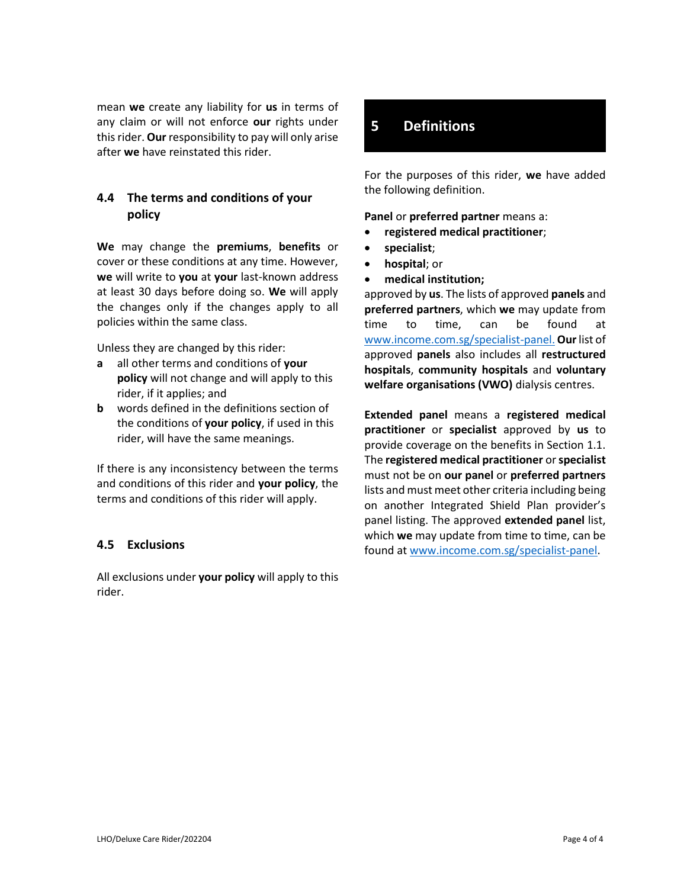mean **we** create any liability for **us** in terms of any claim or will not enforce **our** rights under this rider. **Our** responsibility to pay will only arise after **we** have reinstated this rider.

### 4.4 The terms and conditions of your policy

**We** may change the **premiums**, **benefits** or cover or these conditions at any time. However, **we** will write to **you** at **your** last-known address at least 30 days before doing so. **We** will apply the changes only if the changes apply to all policies within the same class.

Unless they are changed by this rider:

- **a** all other terms and conditions of **your policy** will not change and will apply to this rider, if it applies; and
- **b** words defined in the definitions section of the conditions of **your policy**, if used in this rider, will have the same meanings.

If there is any inconsistency between the terms and conditions of this rider and **your policy**, the terms and conditions of this rider will apply.

### 4.5 Exclusions

All exclusions under **your policy** will apply to this rider.

## 5 Definitions

For the purposes of this rider, **we** have added the following definition.

**Panel** or **preferred partner** means a:

- **registered medical practitioner**;
- **specialist**;
- **hospital**; or
- **medical institution;**

approved by **us**. The lists of approved **panels** and **preferred partners**, which **we** may update from time to time, can be found at www.income.com.sg/specialist-panel. **Our** list of approved **panels** also includes all **restructured hospitals**, **community hospitals** and **voluntary welfare organisations (VWO)** dialysis centres.

**Extended panel** means a **registered medical practitioner** or **specialist** approved by **us** to provide coverage on the benefits in Section 1.1. The **registered medical practitioner** or **specialist** must not be on **our panel** or **preferred partners** lists and must meet other criteria including being on another Integrated Shield Plan provider's panel listing. The approved **extended panel** list, which **we** may update from time to time, can be found at www.income.com.sg/specialist-panel.